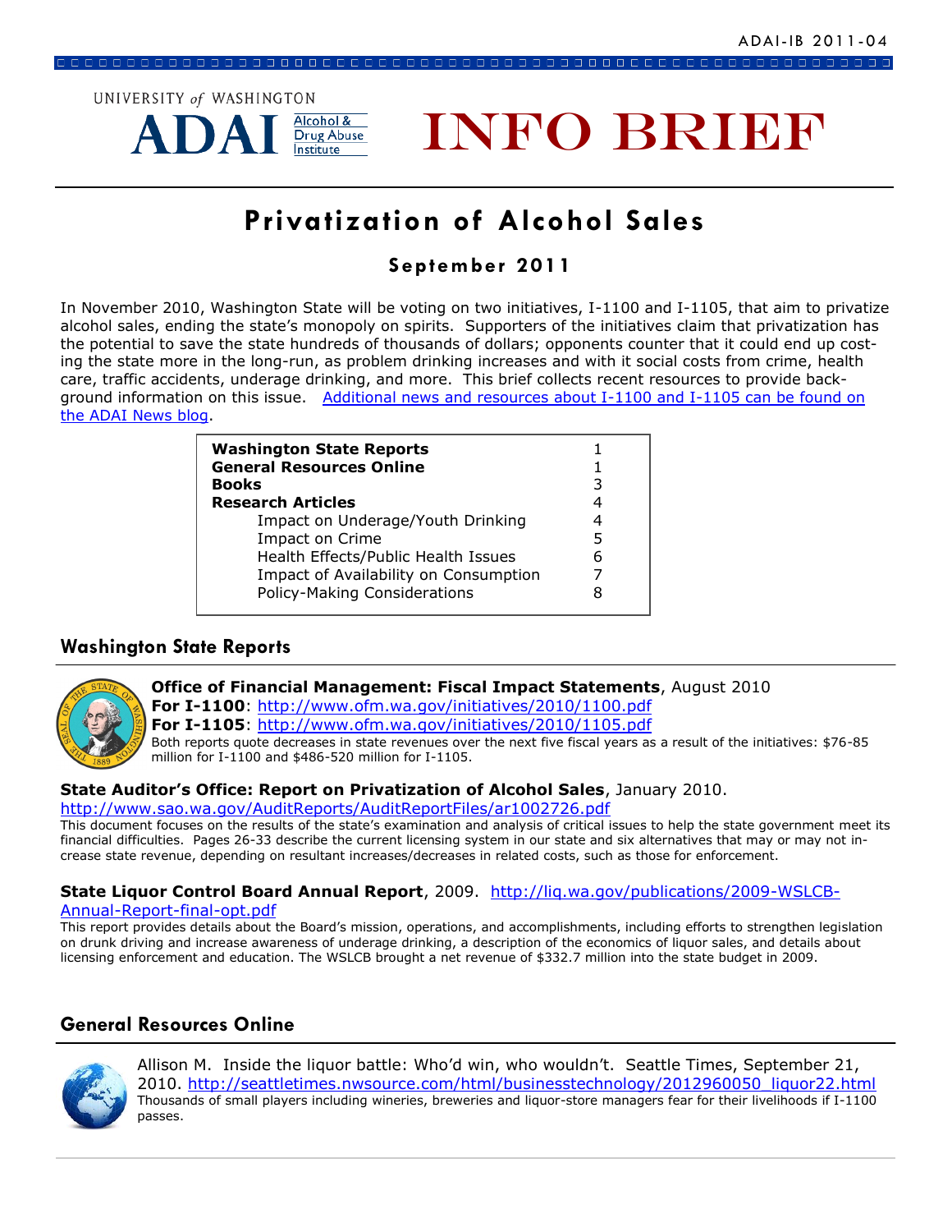ADAI-IB 2011-04

UNIVERSITY of WASHINGTON
ADAI Alcohol & Drug Abuse Institute

# INFO BRIEF

## Privatization of Alcohol Sales

### September 2011

In November 2010, Washington State will be voting on two initiatives, I-1100 and I-1105, that aim to privatize alcohol sales, ending the state's monopoly on spirits. Supporters of the initiatives claim that privatization has the potential to save the state hundreds of thousands of dollars; opponents counter that it could end up costing the state more in the long-run, as problem drinking increases and with it social costs from crime, health care, traffic accidents, underage drinking, and more. This brief collects recent resources to provide background information on this issue. Additional news and resources about I-1100 and I-1105 can be found on the ADAI News blog.

| | |
|---|---|
| **Washington State Reports** | 1 |
| **General Resources Online** | 1 |
| **Books** | 3 |
| **Research Articles** | 4 |
| Impact on Underage/Youth Drinking | 4 |
| Impact on Crime | 5 |
| Health Effects/Public Health Issues | 6 |
| Impact of Availability on Consumption | 7 |
| Policy-Making Considerations | 8 |

## Washington State Reports

**Office of Financial Management: Fiscal Impact Statements**, August 2010
**For I-1100**: http://www.ofm.wa.gov/initiatives/2010/1100.pdf
**For I-1105**: http://www.ofm.wa.gov/initiatives/2010/1105.pdf
Both reports quote decreases in state revenues over the next five fiscal years as a result of the initiatives: $76-85 million for I-1100 and $486-520 million for I-1105.

**State Auditor's Office: Report on Privatization of Alcohol Sales**, January 2010.
http://www.sao.wa.gov/AuditReports/AuditReportFiles/ar1002726.pdf
This document focuses on the results of the state's examination and analysis of critical issues to help the state government meet its financial difficulties. Pages 26-33 describe the current licensing system in our state and six alternatives that may or may not increase state revenue, depending on resultant increases/decreases in related costs, such as those for enforcement.

**State Liquor Control Board Annual Report**, 2009. http://liq.wa.gov/publications/2009-WSLCB-Annual-Report-final-opt.pdf
This report provides details about the Board's mission, operations, and accomplishments, including efforts to strengthen legislation on drunk driving and increase awareness of underage drinking, a description of the economics of liquor sales, and details about licensing enforcement and education. The WSLCB brought a net revenue of $332.7 million into the state budget in 2009.

## General Resources Online

Allison M. Inside the liquor battle: Who'd win, who wouldn't. Seattle Times, September 21, 2010. http://seattletimes.nwsource.com/html/businesstechnology/2012960050_liquor22.html
Thousands of small players including wineries, breweries and liquor-store managers fear for their livelihoods if I-1100 passes.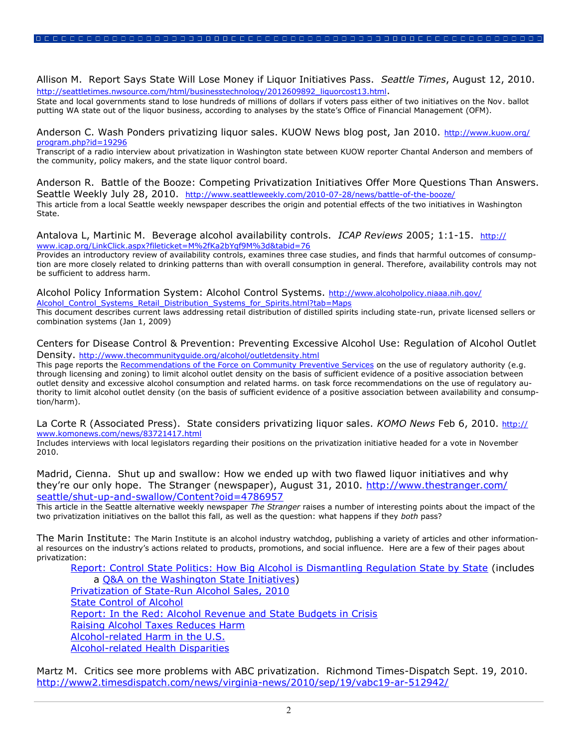Allison M. Report Says State Will Lose Money if Liquor Initiatives Pass. *Seattle Times*, August 12, 2010. http://seattletimes.nwsource.com/html/businesstechnology/2012609892_liquorcost13.html.
State and local governments stand to lose hundreds of millions of dollars if voters pass either of two initiatives on the Nov. ballot putting WA state out of the liquor business, according to analyses by the state's Office of Financial Management (OFM).

Anderson C. Wash Ponders privatizing liquor sales. KUOW News blog post, Jan 2010. http://www.kuow.org/program.php?id=19296
Transcript of a radio interview about privatization in Washington state between KUOW reporter Chantal Anderson and members of the community, policy makers, and the state liquor control board.

Anderson R. Battle of the Booze: Competing Privatization Initiatives Offer More Questions Than Answers. Seattle Weekly July 28, 2010. http://www.seattleweekly.com/2010-07-28/news/battle-of-the-booze/
This article from a local Seattle weekly newspaper describes the origin and potential effects of the two initiatives in Washington State.

Antalova L, Martinic M. Beverage alcohol availability controls. *ICAP Reviews* 2005; 1:1-15. http://www.icap.org/LinkClick.aspx?fileticket=M%2fKa2bYqf9M%3d&tabid=76
Provides an introductory review of availability controls, examines three case studies, and finds that harmful outcomes of consumption are more closely related to drinking patterns than with overall consumption in general. Therefore, availability controls may not be sufficient to address harm.

Alcohol Policy Information System: Alcohol Control Systems. http://www.alcoholpolicy.niaaa.nih.gov/Alcohol_Control_Systems_Retail_Distribution_Systems_for_Spirits.html?tab=Maps
This document describes current laws addressing retail distribution of distilled spirits including state-run, private licensed sellers or combination systems (Jan 1, 2009)

Centers for Disease Control & Prevention: Preventing Excessive Alcohol Use: Regulation of Alcohol Outlet Density. http://www.thecommunityguide.org/alcohol/outletdensity.html
This page reports the Recommendations of the Force on Community Preventive Services on the use of regulatory authority (e.g. through licensing and zoning) to limit alcohol outlet density on the basis of sufficient evidence of a positive association between outlet density and excessive alcohol consumption and related harms. on task force recommendations on the use of regulatory authority to limit alcohol outlet density (on the basis of sufficient evidence of a positive association between availability and consumption/harm).

La Corte R (Associated Press). State considers privatizing liquor sales. *KOMO News* Feb 6, 2010. http://www.komonews.com/news/83721417.html
Includes interviews with local legislators regarding their positions on the privatization initiative headed for a vote in November 2010.

Madrid, Cienna. Shut up and swallow: How we ended up with two flawed liquor initiatives and why they're our only hope. The Stranger (newspaper), August 31, 2010. http://www.thestranger.com/seattle/shut-up-and-swallow/Content?oid=4786957
This article in the Seattle alternative weekly newspaper *The Stranger* raises a number of interesting points about the impact of the two privatization initiatives on the ballot this fall, as well as the question: what happens if they *both* pass?

The Marin Institute: The Marin Institute is an alcohol industry watchdog, publishing a variety of articles and other informational resources on the industry's actions related to products, promotions, and social influence. Here are a few of their pages about privatization:

- Report: Control State Politics: How Big Alcohol is Dismantling Regulation State by State (includes a Q&A on the Washington State Initiatives)
- Privatization of State-Run Alcohol Sales, 2010
- State Control of Alcohol
- Report: In the Red: Alcohol Revenue and State Budgets in Crisis
- Raising Alcohol Taxes Reduces Harm
- Alcohol-related Harm in the U.S.
- Alcohol-related Health Disparities

Martz M. Critics see more problems with ABC privatization. Richmond Times-Dispatch Sept. 19, 2010. http://www2.timesdispatch.com/news/virginia-news/2010/sep/19/vabc19-ar-512942/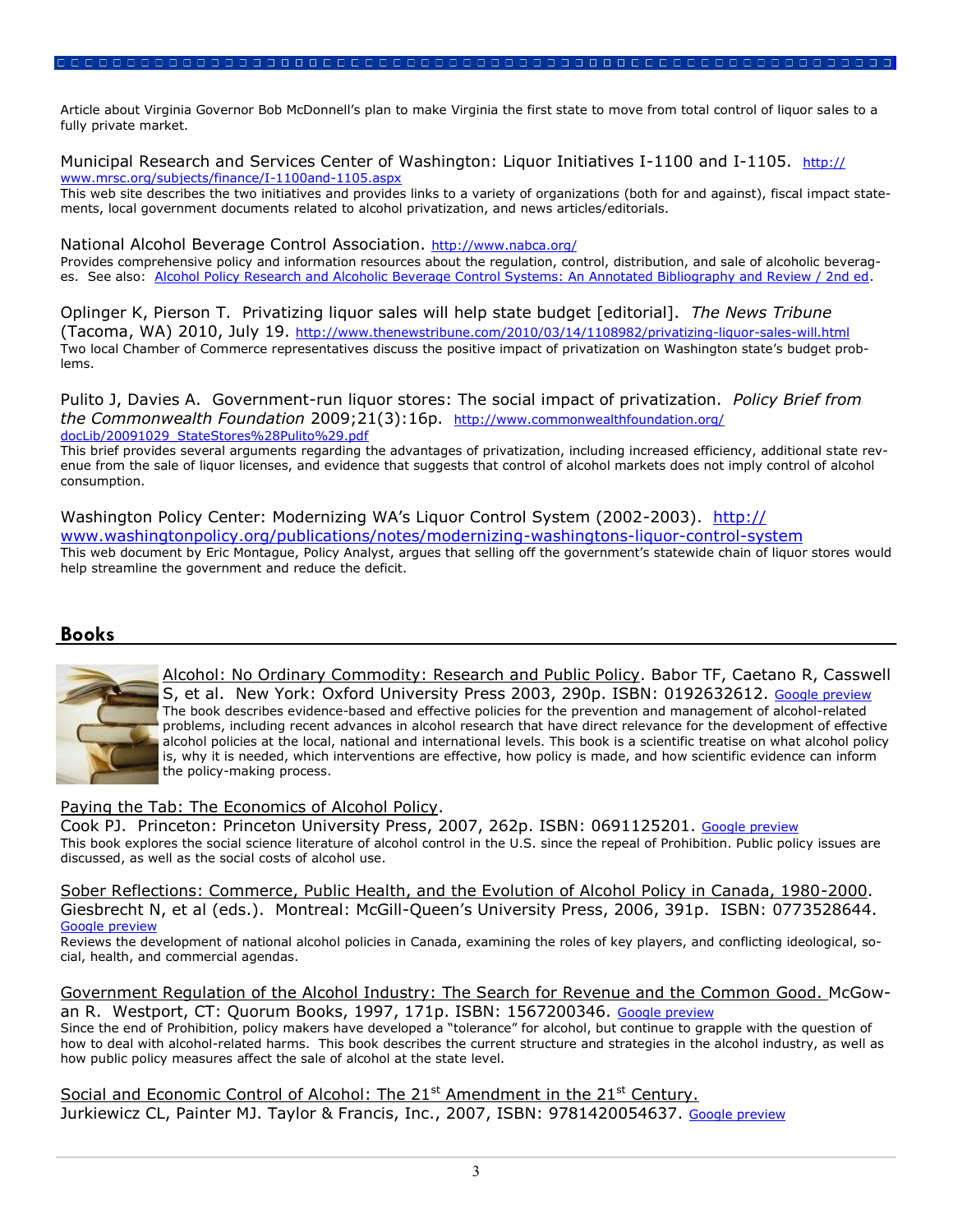Article about Virginia Governor Bob McDonnell's plan to make Virginia the first state to move from total control of liquor sales to a fully private market.

Municipal Research and Services Center of Washington: Liquor Initiatives I-1100 and I-1105. http://www.mrsc.org/subjects/finance/I-1100and-1105.aspx
This web site describes the two initiatives and provides links to a variety of organizations (both for and against), fiscal impact statements, local government documents related to alcohol privatization, and news articles/editorials.

National Alcohol Beverage Control Association. http://www.nabca.org/
Provides comprehensive policy and information resources about the regulation, control, distribution, and sale of alcoholic beverages. See also: Alcohol Policy Research and Alcoholic Beverage Control Systems: An Annotated Bibliography and Review / 2nd ed.

Oplinger K, Pierson T. Privatizing liquor sales will help state budget [editorial]. *The News Tribune* (Tacoma, WA) 2010, July 19. http://www.thenewstribune.com/2010/03/14/1108982/privatizing-liquor-sales-will.html
Two local Chamber of Commerce representatives discuss the positive impact of privatization on Washington state's budget problems.

Pulito J, Davies A. Government-run liquor stores: The social impact of privatization. *Policy Brief from the Commonwealth Foundation* 2009;21(3):16p. http://www.commonwealthfoundation.org/docLib/20091029_StateStores%28Pulito%29.pdf
This brief provides several arguments regarding the advantages of privatization, including increased efficiency, additional state revenue from the sale of liquor licenses, and evidence that suggests that control of alcohol markets does not imply control of alcohol consumption.

Washington Policy Center: Modernizing WA's Liquor Control System (2002-2003). http://www.washingtonpolicy.org/publications/notes/modernizing-washingtons-liquor-control-system
This web document by Eric Montague, Policy Analyst, argues that selling off the government's statewide chain of liquor stores would help streamline the government and reduce the deficit.

## Books

Alcohol: No Ordinary Commodity: Research and Public Policy. Babor TF, Caetano R, Casswell S, et al. New York: Oxford University Press 2003, 290p. ISBN: 0192632612. Google preview
The book describes evidence-based and effective policies for the prevention and management of alcohol-related problems, including recent advances in alcohol research that have direct relevance for the development of effective alcohol policies at the local, national and international levels. This book is a scientific treatise on what alcohol policy is, why it is needed, which interventions are effective, how policy is made, and how scientific evidence can inform the policy-making process.

Paying the Tab: The Economics of Alcohol Policy.
Cook PJ. Princeton: Princeton University Press, 2007, 262p. ISBN: 0691125201. Google preview
This book explores the social science literature of alcohol control in the U.S. since the repeal of Prohibition. Public policy issues are discussed, as well as the social costs of alcohol use.

Sober Reflections: Commerce, Public Health, and the Evolution of Alcohol Policy in Canada, 1980-2000. Giesbrecht N, et al (eds.). Montreal: McGill-Queen's University Press, 2006, 391p. ISBN: 0773528644. Google preview
Reviews the development of national alcohol policies in Canada, examining the roles of key players, and conflicting ideological, social, health, and commercial agendas.

Government Regulation of the Alcohol Industry: The Search for Revenue and the Common Good. McGowan R. Westport, CT: Quorum Books, 1997, 171p. ISBN: 1567200346. Google preview
Since the end of Prohibition, policy makers have developed a "tolerance" for alcohol, but continue to grapple with the question of how to deal with alcohol-related harms. This book describes the current structure and strategies in the alcohol industry, as well as how public policy measures affect the sale of alcohol at the state level.

Social and Economic Control of Alcohol: The 21st Amendment in the 21st Century.
Jurkiewicz CL, Painter MJ. Taylor & Francis, Inc., 2007, ISBN: 9781420054637. Google preview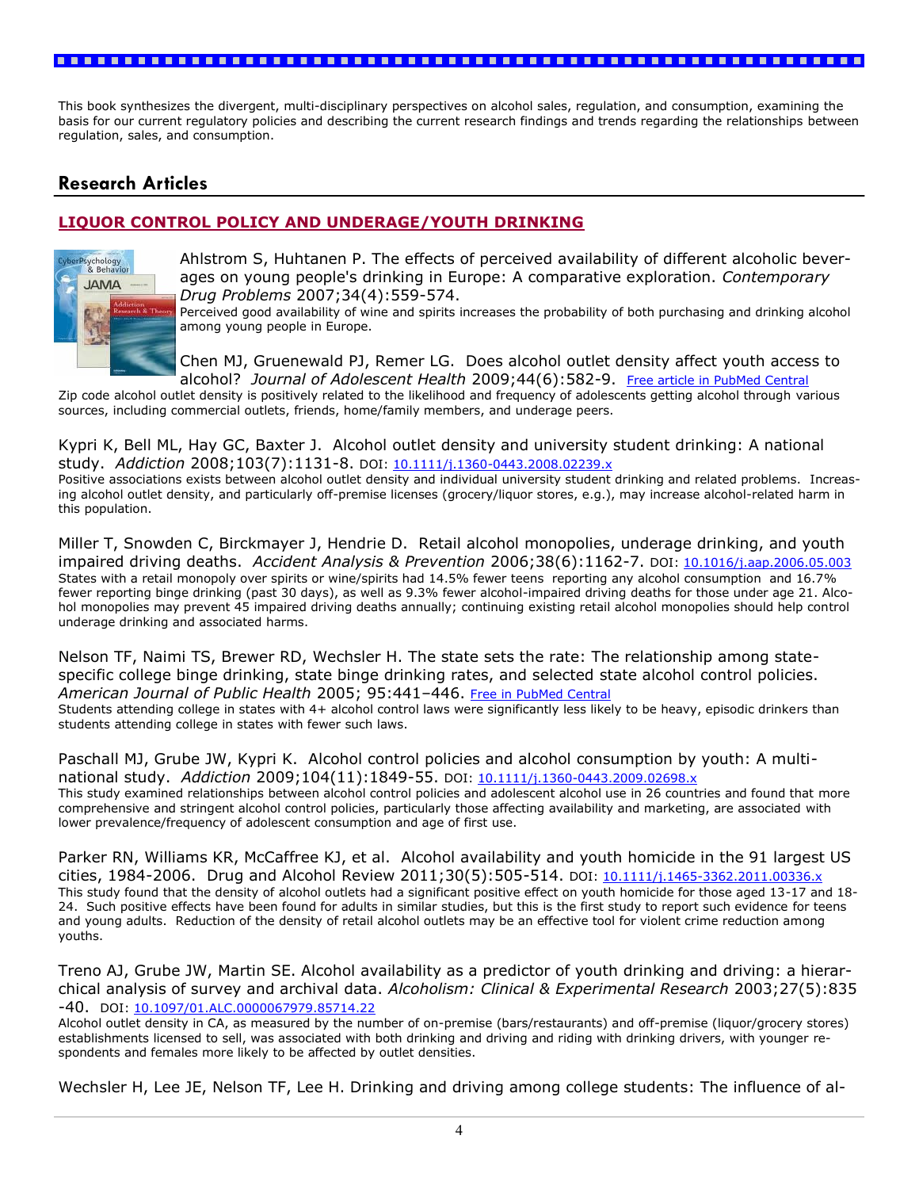This book synthesizes the divergent, multi-disciplinary perspectives on alcohol sales, regulation, and consumption, examining the basis for our current regulatory policies and describing the current research findings and trends regarding the relationships between regulation, sales, and consumption.

## Research Articles

### LIQUOR CONTROL POLICY AND UNDERAGE/YOUTH DRINKING

Ahlstrom S, Huhtanen P. The effects of perceived availability of different alcoholic beverages on young people's drinking in Europe: A comparative exploration. *Contemporary Drug Problems* 2007;34(4):559-574.
Perceived good availability of wine and spirits increases the probability of both purchasing and drinking alcohol among young people in Europe.

Chen MJ, Gruenewald PJ, Remer LG. Does alcohol outlet density affect youth access to alcohol? *Journal of Adolescent Health* 2009;44(6):582-9. Free article in PubMed Central
Zip code alcohol outlet density is positively related to the likelihood and frequency of adolescents getting alcohol through various sources, including commercial outlets, friends, home/family members, and underage peers.

Kypri K, Bell ML, Hay GC, Baxter J. Alcohol outlet density and university student drinking: A national study. *Addiction* 2008;103(7):1131-8. DOI: 10.1111/j.1360-0443.2008.02239.x
Positive associations exists between alcohol outlet density and individual university student drinking and related problems. Increasing alcohol outlet density, and particularly off-premise licenses (grocery/liquor stores, e.g.), may increase alcohol-related harm in this population.

Miller T, Snowden C, Birckmayer J, Hendrie D. Retail alcohol monopolies, underage drinking, and youth impaired driving deaths. *Accident Analysis & Prevention* 2006;38(6):1162-7. DOI: 10.1016/j.aap.2006.05.003
States with a retail monopoly over spirits or wine/spirits had 14.5% fewer teens reporting any alcohol consumption and 16.7% fewer reporting binge drinking (past 30 days), as well as 9.3% fewer alcohol-impaired driving deaths for those under age 21. Alcohol monopolies may prevent 45 impaired driving deaths annually; continuing existing retail alcohol monopolies should help control underage drinking and associated harms.

Nelson TF, Naimi TS, Brewer RD, Wechsler H. The state sets the rate: The relationship among state-specific college binge drinking, state binge drinking rates, and selected state alcohol control policies. *American Journal of Public Health* 2005; 95:441–446. Free in PubMed Central
Students attending college in states with 4+ alcohol control laws were significantly less likely to be heavy, episodic drinkers than students attending college in states with fewer such laws.

Paschall MJ, Grube JW, Kypri K. Alcohol control policies and alcohol consumption by youth: A multi-national study. *Addiction* 2009;104(11):1849-55. DOI: 10.1111/j.1360-0443.2009.02698.x
This study examined relationships between alcohol control policies and adolescent alcohol use in 26 countries and found that more comprehensive and stringent alcohol control policies, particularly those affecting availability and marketing, are associated with lower prevalence/frequency of adolescent consumption and age of first use.

Parker RN, Williams KR, McCaffree KJ, et al. Alcohol availability and youth homicide in the 91 largest US cities, 1984-2006. Drug and Alcohol Review 2011;30(5):505-514. DOI: 10.1111/j.1465-3362.2011.00336.x
This study found that the density of alcohol outlets had a significant positive effect on youth homicide for those aged 13-17 and 18-24. Such positive effects have been found for adults in similar studies, but this is the first study to report such evidence for teens and young adults. Reduction of the density of retail alcohol outlets may be an effective tool for violent crime reduction among youths.

Treno AJ, Grube JW, Martin SE. Alcohol availability as a predictor of youth drinking and driving: a hierarchical analysis of survey and archival data. *Alcoholism: Clinical & Experimental Research* 2003;27(5):835-40. DOI: 10.1097/01.ALC.0000067979.85714.22
Alcohol outlet density in CA, as measured by the number of on-premise (bars/restaurants) and off-premise (liquor/grocery stores) establishments licensed to sell, was associated with both drinking and driving and riding with drinking drivers, with younger respondents and females more likely to be affected by outlet densities.

Wechsler H, Lee JE, Nelson TF, Lee H. Drinking and driving among college students: The influence of al-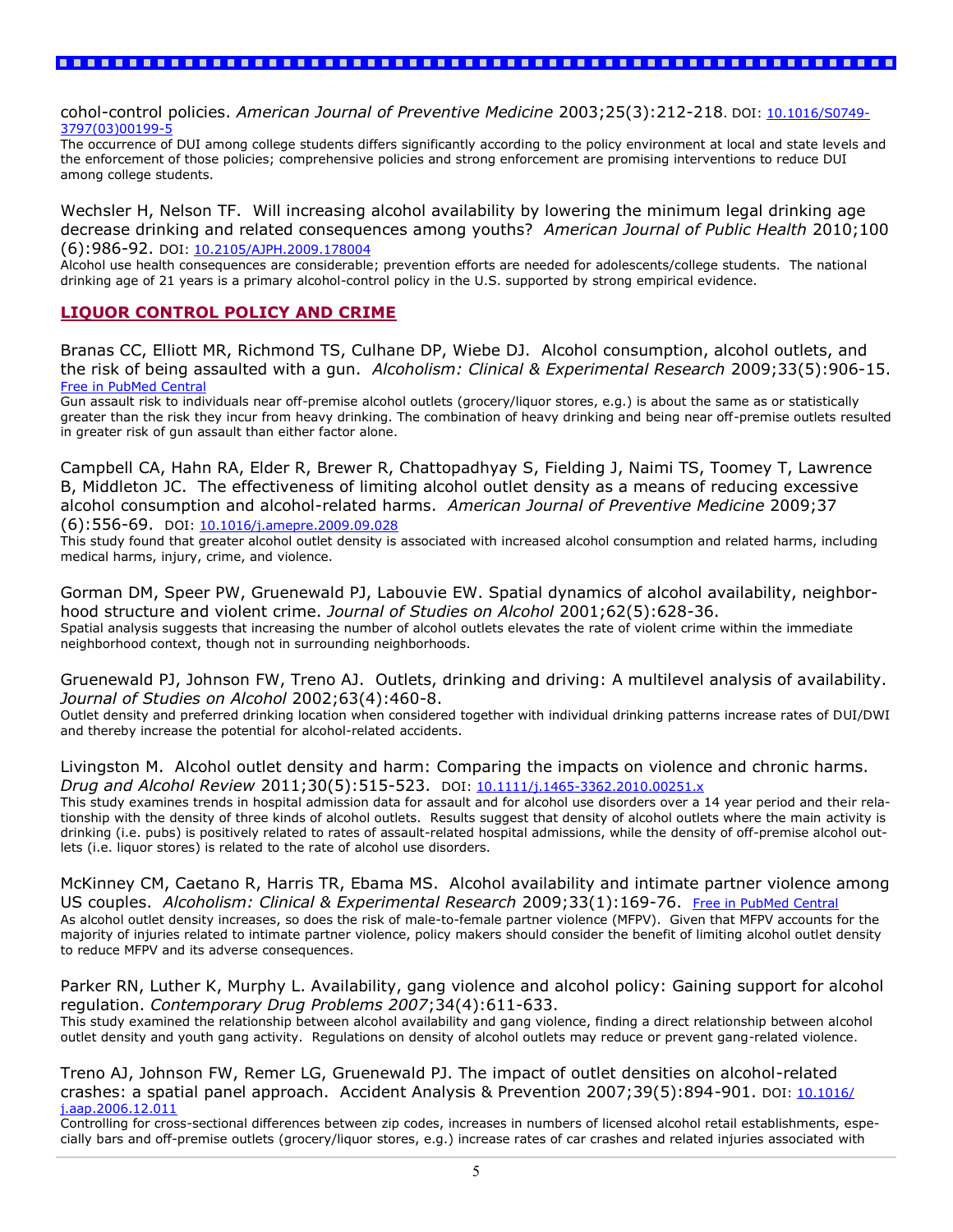cohol-control policies. *American Journal of Preventive Medicine* 2003;25(3):212-218. DOI: 10.1016/S0749-3797(03)00199-5

The occurrence of DUI among college students differs significantly according to the policy environment at local and state levels and the enforcement of those policies; comprehensive policies and strong enforcement are promising interventions to reduce DUI among college students.

Wechsler H, Nelson TF. Will increasing alcohol availability by lowering the minimum legal drinking age decrease drinking and related consequences among youths? *American Journal of Public Health* 2010;100 (6):986-92. DOI: 10.2105/AJPH.2009.178004

Alcohol use health consequences are considerable; prevention efforts are needed for adolescents/college students. The national drinking age of 21 years is a primary alcohol-control policy in the U.S. supported by strong empirical evidence.

## LIQUOR CONTROL POLICY AND CRIME

Branas CC, Elliott MR, Richmond TS, Culhane DP, Wiebe DJ. Alcohol consumption, alcohol outlets, and the risk of being assaulted with a gun. *Alcoholism: Clinical & Experimental Research* 2009;33(5):906-15. Free in PubMed Central

Gun assault risk to individuals near off-premise alcohol outlets (grocery/liquor stores, e.g.) is about the same as or statistically greater than the risk they incur from heavy drinking. The combination of heavy drinking and being near off-premise outlets resulted in greater risk of gun assault than either factor alone.

Campbell CA, Hahn RA, Elder R, Brewer R, Chattopadhyay S, Fielding J, Naimi TS, Toomey T, Lawrence B, Middleton JC. The effectiveness of limiting alcohol outlet density as a means of reducing excessive alcohol consumption and alcohol-related harms. *American Journal of Preventive Medicine* 2009;37 (6):556-69. DOI: 10.1016/j.amepre.2009.09.028

This study found that greater alcohol outlet density is associated with increased alcohol consumption and related harms, including medical harms, injury, crime, and violence.

Gorman DM, Speer PW, Gruenewald PJ, Labouvie EW. Spatial dynamics of alcohol availability, neighborhood structure and violent crime. *Journal of Studies on Alcohol* 2001;62(5):628-36.

Spatial analysis suggests that increasing the number of alcohol outlets elevates the rate of violent crime within the immediate neighborhood context, though not in surrounding neighborhoods.

Gruenewald PJ, Johnson FW, Treno AJ. Outlets, drinking and driving: A multilevel analysis of availability. *Journal of Studies on Alcohol* 2002;63(4):460-8.

Outlet density and preferred drinking location when considered together with individual drinking patterns increase rates of DUI/DWI and thereby increase the potential for alcohol-related accidents.

Livingston M. Alcohol outlet density and harm: Comparing the impacts on violence and chronic harms. *Drug and Alcohol Review* 2011;30(5):515-523. DOI: 10.1111/j.1465-3362.2010.00251.x

This study examines trends in hospital admission data for assault and for alcohol use disorders over a 14 year period and their relationship with the density of three kinds of alcohol outlets. Results suggest that density of alcohol outlets where the main activity is drinking (i.e. pubs) is positively related to rates of assault-related hospital admissions, while the density of off-premise alcohol outlets (i.e. liquor stores) is related to the rate of alcohol use disorders.

McKinney CM, Caetano R, Harris TR, Ebama MS. Alcohol availability and intimate partner violence among US couples. *Alcoholism: Clinical & Experimental Research* 2009;33(1):169-76. Free in PubMed Central

As alcohol outlet density increases, so does the risk of male-to-female partner violence (MFPV). Given that MFPV accounts for the majority of injuries related to intimate partner violence, policy makers should consider the benefit of limiting alcohol outlet density to reduce MFPV and its adverse consequences.

Parker RN, Luther K, Murphy L. Availability, gang violence and alcohol policy: Gaining support for alcohol regulation. *Contemporary Drug Problems 2007*;34(4):611-633.

This study examined the relationship between alcohol availability and gang violence, finding a direct relationship between alcohol outlet density and youth gang activity. Regulations on density of alcohol outlets may reduce or prevent gang-related violence.

Treno AJ, Johnson FW, Remer LG, Gruenewald PJ. The impact of outlet densities on alcohol-related crashes: a spatial panel approach. Accident Analysis & Prevention 2007;39(5):894-901. DOI: 10.1016/j.aap.2006.12.011

Controlling for cross-sectional differences between zip codes, increases in numbers of licensed alcohol retail establishments, especially bars and off-premise outlets (grocery/liquor stores, e.g.) increase rates of car crashes and related injuries associated with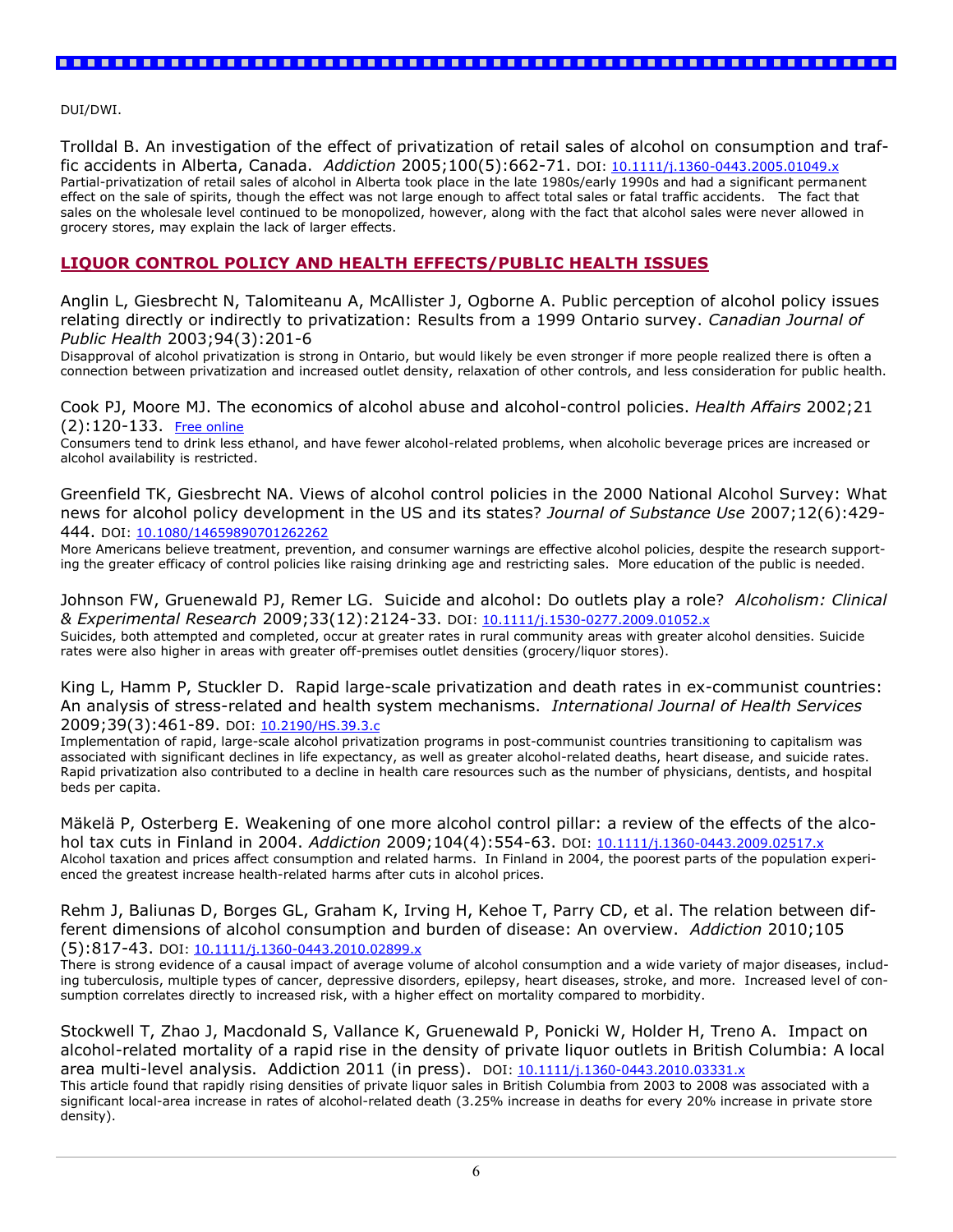DUI/DWI.

Trolldal B. An investigation of the effect of privatization of retail sales of alcohol on consumption and traffic accidents in Alberta, Canada. *Addiction* 2005;100(5):662-71. DOI: 10.1111/j.1360-0443.2005.01049.x
Partial-privatization of retail sales of alcohol in Alberta took place in the late 1980s/early 1990s and had a significant permanent effect on the sale of spirits, though the effect was not large enough to affect total sales or fatal traffic accidents. The fact that sales on the wholesale level continued to be monopolized, however, along with the fact that alcohol sales were never allowed in grocery stores, may explain the lack of larger effects.

## LIQUOR CONTROL POLICY AND HEALTH EFFECTS/PUBLIC HEALTH ISSUES

Anglin L, Giesbrecht N, Talomiteanu A, McAllister J, Ogborne A. Public perception of alcohol policy issues relating directly or indirectly to privatization: Results from a 1999 Ontario survey. *Canadian Journal of Public Health* 2003;94(3):201-6
Disapproval of alcohol privatization is strong in Ontario, but would likely be even stronger if more people realized there is often a connection between privatization and increased outlet density, relaxation of other controls, and less consideration for public health.

Cook PJ, Moore MJ. The economics of alcohol abuse and alcohol-control policies. *Health Affairs* 2002;21 (2):120-133. Free online
Consumers tend to drink less ethanol, and have fewer alcohol-related problems, when alcoholic beverage prices are increased or alcohol availability is restricted.

Greenfield TK, Giesbrecht NA. Views of alcohol control policies in the 2000 National Alcohol Survey: What news for alcohol policy development in the US and its states? *Journal of Substance Use* 2007;12(6):429-444. DOI: 10.1080/14659890701262262
More Americans believe treatment, prevention, and consumer warnings are effective alcohol policies, despite the research supporting the greater efficacy of control policies like raising drinking age and restricting sales. More education of the public is needed.

Johnson FW, Gruenewald PJ, Remer LG. Suicide and alcohol: Do outlets play a role? *Alcoholism: Clinical & Experimental Research* 2009;33(12):2124-33. DOI: 10.1111/j.1530-0277.2009.01052.x
Suicides, both attempted and completed, occur at greater rates in rural community areas with greater alcohol densities. Suicide rates were also higher in areas with greater off-premises outlet densities (grocery/liquor stores).

King L, Hamm P, Stuckler D. Rapid large-scale privatization and death rates in ex-communist countries: An analysis of stress-related and health system mechanisms. *International Journal of Health Services* 2009;39(3):461-89. DOI: 10.2190/HS.39.3.c
Implementation of rapid, large-scale alcohol privatization programs in post-communist countries transitioning to capitalism was associated with significant declines in life expectancy, as well as greater alcohol-related deaths, heart disease, and suicide rates. Rapid privatization also contributed to a decline in health care resources such as the number of physicians, dentists, and hospital beds per capita.

Mäkelä P, Osterberg E. Weakening of one more alcohol control pillar: a review of the effects of the alcohol tax cuts in Finland in 2004. *Addiction* 2009;104(4):554-63. DOI: 10.1111/j.1360-0443.2009.02517.x
Alcohol taxation and prices affect consumption and related harms. In Finland in 2004, the poorest parts of the population experienced the greatest increase health-related harms after cuts in alcohol prices.

Rehm J, Baliunas D, Borges GL, Graham K, Irving H, Kehoe T, Parry CD, et al. The relation between different dimensions of alcohol consumption and burden of disease: An overview. *Addiction* 2010;105 (5):817-43. DOI: 10.1111/j.1360-0443.2010.02899.x
There is strong evidence of a causal impact of average volume of alcohol consumption and a wide variety of major diseases, including tuberculosis, multiple types of cancer, depressive disorders, epilepsy, heart diseases, stroke, and more. Increased level of consumption correlates directly to increased risk, with a higher effect on mortality compared to morbidity.

Stockwell T, Zhao J, Macdonald S, Vallance K, Gruenewald P, Ponicki W, Holder H, Treno A. Impact on alcohol-related mortality of a rapid rise in the density of private liquor outlets in British Columbia: A local area multi-level analysis. Addiction 2011 (in press). DOI: 10.1111/j.1360-0443.2010.03331.x
This article found that rapidly rising densities of private liquor sales in British Columbia from 2003 to 2008 was associated with a significant local-area increase in rates of alcohol-related death (3.25% increase in deaths for every 20% increase in private store density).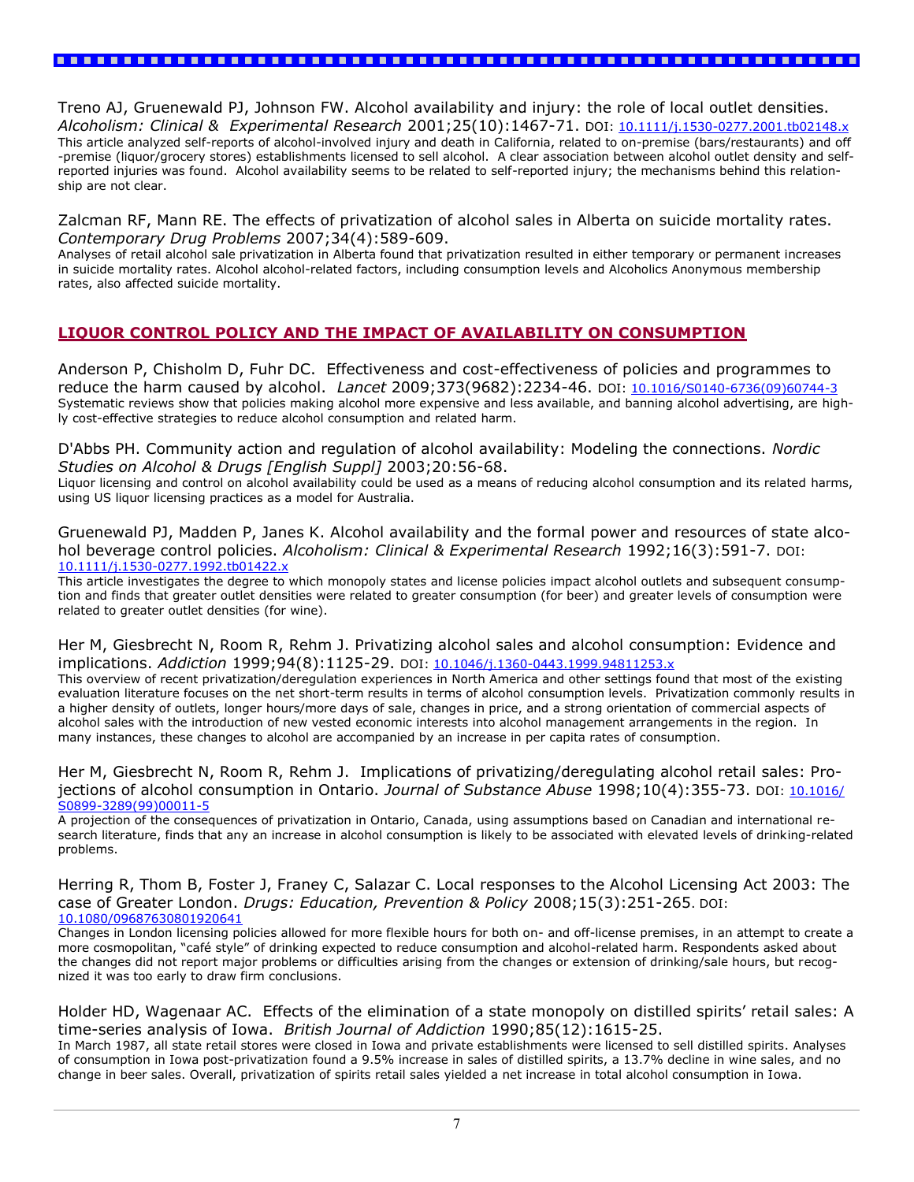Treno AJ, Gruenewald PJ, Johnson FW. Alcohol availability and injury: the role of local outlet densities. *Alcoholism: Clinical & Experimental Research* 2001;25(10):1467-71. DOI: 10.1111/j.1530-0277.2001.tb02148.x
This article analyzed self-reports of alcohol-involved injury and death in California, related to on-premise (bars/restaurants) and off-premise (liquor/grocery stores) establishments licensed to sell alcohol. A clear association between alcohol outlet density and self-reported injuries was found. Alcohol availability seems to be related to self-reported injury; the mechanisms behind this relationship are not clear.

Zalcman RF, Mann RE. The effects of privatization of alcohol sales in Alberta on suicide mortality rates. *Contemporary Drug Problems* 2007;34(4):589-609.
Analyses of retail alcohol sale privatization in Alberta found that privatization resulted in either temporary or permanent increases in suicide mortality rates. Alcohol alcohol-related factors, including consumption levels and Alcoholics Anonymous membership rates, also affected suicide mortality.

## LIQUOR CONTROL POLICY AND THE IMPACT OF AVAILABILITY ON CONSUMPTION

Anderson P, Chisholm D, Fuhr DC. Effectiveness and cost-effectiveness of policies and programmes to reduce the harm caused by alcohol. *Lancet* 2009;373(9682):2234-46. DOI: 10.1016/S0140-6736(09)60744-3
Systematic reviews show that policies making alcohol more expensive and less available, and banning alcohol advertising, are highly cost-effective strategies to reduce alcohol consumption and related harm.

D'Abbs PH. Community action and regulation of alcohol availability: Modeling the connections. *Nordic Studies on Alcohol & Drugs [English Suppl]* 2003;20:56-68.
Liquor licensing and control on alcohol availability could be used as a means of reducing alcohol consumption and its related harms, using US liquor licensing practices as a model for Australia.

Gruenewald PJ, Madden P, Janes K. Alcohol availability and the formal power and resources of state alcohol beverage control policies. *Alcoholism: Clinical & Experimental Research* 1992;16(3):591-7. DOI: 10.1111/j.1530-0277.1992.tb01422.x
This article investigates the degree to which monopoly states and license policies impact alcohol outlets and subsequent consumption and finds that greater outlet densities were related to greater consumption (for beer) and greater levels of consumption were related to greater outlet densities (for wine).

Her M, Giesbrecht N, Room R, Rehm J. Privatizing alcohol sales and alcohol consumption: Evidence and implications. *Addiction* 1999;94(8):1125-29. DOI: 10.1046/j.1360-0443.1999.94811253.x
This overview of recent privatization/deregulation experiences in North America and other settings found that most of the existing evaluation literature focuses on the net short-term results in terms of alcohol consumption levels. Privatization commonly results in a higher density of outlets, longer hours/more days of sale, changes in price, and a strong orientation of commercial aspects of alcohol sales with the introduction of new vested economic interests into alcohol management arrangements in the region. In many instances, these changes to alcohol are accompanied by an increase in per capita rates of consumption.

Her M, Giesbrecht N, Room R, Rehm J. Implications of privatizing/deregulating alcohol retail sales: Projections of alcohol consumption in Ontario. *Journal of Substance Abuse* 1998;10(4):355-73. DOI: 10.1016/S0899-3289(99)00011-5
A projection of the consequences of privatization in Ontario, Canada, using assumptions based on Canadian and international research literature, finds that any an increase in alcohol consumption is likely to be associated with elevated levels of drinking-related problems.

Herring R, Thom B, Foster J, Franey C, Salazar C. Local responses to the Alcohol Licensing Act 2003: The case of Greater London. *Drugs: Education, Prevention & Policy* 2008;15(3):251-265. DOI: 10.1080/09687630801920641
Changes in London licensing policies allowed for more flexible hours for both on- and off-license premises, in an attempt to create a more cosmopolitan, "café style" of drinking expected to reduce consumption and alcohol-related harm. Respondents asked about the changes did not report major problems or difficulties arising from the changes or extension of drinking/sale hours, but recognized it was too early to draw firm conclusions.

Holder HD, Wagenaar AC. Effects of the elimination of a state monopoly on distilled spirits' retail sales: A time-series analysis of Iowa. *British Journal of Addiction* 1990;85(12):1615-25.
In March 1987, all state retail stores were closed in Iowa and private establishments were licensed to sell distilled spirits. Analyses of consumption in Iowa post-privatization found a 9.5% increase in sales of distilled spirits, a 13.7% decline in wine sales, and no change in beer sales. Overall, privatization of spirits retail sales yielded a net increase in total alcohol consumption in Iowa.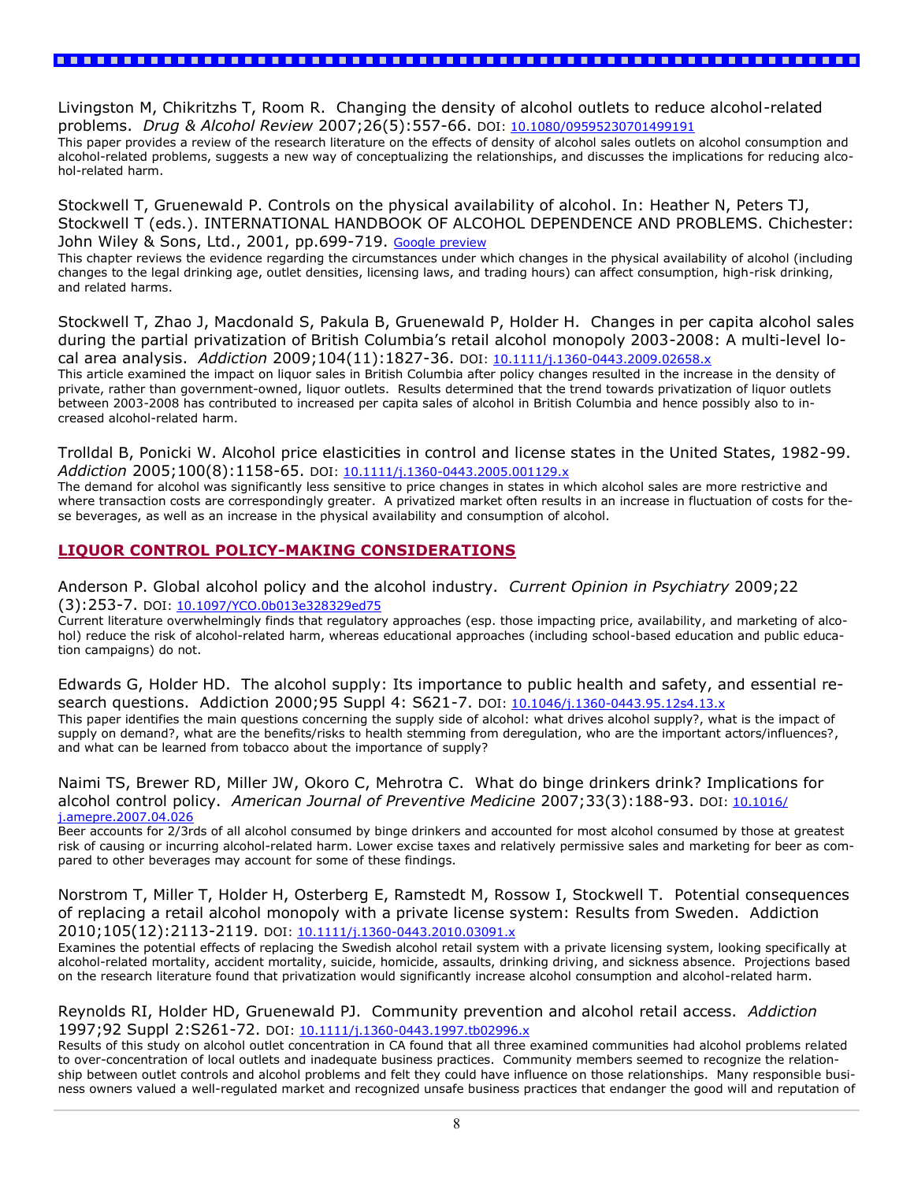Livingston M, Chikritzhs T, Room R. Changing the density of alcohol outlets to reduce alcohol-related problems. *Drug & Alcohol Review* 2007;26(5):557-66. DOI: 10.1080/09595230701499191

This paper provides a review of the research literature on the effects of density of alcohol sales outlets on alcohol consumption and alcohol-related problems, suggests a new way of conceptualizing the relationships, and discusses the implications for reducing alcohol-related harm.

Stockwell T, Gruenewald P. Controls on the physical availability of alcohol. In: Heather N, Peters TJ, Stockwell T (eds.). INTERNATIONAL HANDBOOK OF ALCOHOL DEPENDENCE AND PROBLEMS. Chichester: John Wiley & Sons, Ltd., 2001, pp.699-719. Google preview

This chapter reviews the evidence regarding the circumstances under which changes in the physical availability of alcohol (including changes to the legal drinking age, outlet densities, licensing laws, and trading hours) can affect consumption, high-risk drinking, and related harms.

Stockwell T, Zhao J, Macdonald S, Pakula B, Gruenewald P, Holder H. Changes in per capita alcohol sales during the partial privatization of British Columbia's retail alcohol monopoly 2003-2008: A multi-level local area analysis. *Addiction* 2009;104(11):1827-36. DOI: 10.1111/j.1360-0443.2009.02658.x

This article examined the impact on liquor sales in British Columbia after policy changes resulted in the increase in the density of private, rather than government-owned, liquor outlets. Results determined that the trend towards privatization of liquor outlets between 2003-2008 has contributed to increased per capita sales of alcohol in British Columbia and hence possibly also to increased alcohol-related harm.

Trolldal B, Ponicki W. Alcohol price elasticities in control and license states in the United States, 1982-99. *Addiction* 2005;100(8):1158-65. DOI: 10.1111/j.1360-0443.2005.001129.x

The demand for alcohol was significantly less sensitive to price changes in states in which alcohol sales are more restrictive and where transaction costs are correspondingly greater. A privatized market often results in an increase in fluctuation of costs for these beverages, as well as an increase in the physical availability and consumption of alcohol.

## LIQUOR CONTROL POLICY-MAKING CONSIDERATIONS

Anderson P. Global alcohol policy and the alcohol industry. *Current Opinion in Psychiatry* 2009;22 (3):253-7. DOI: 10.1097/YCO.0b013e328329ed75

Current literature overwhelmingly finds that regulatory approaches (esp. those impacting price, availability, and marketing of alcohol) reduce the risk of alcohol-related harm, whereas educational approaches (including school-based education and public education campaigns) do not.

Edwards G, Holder HD. The alcohol supply: Its importance to public health and safety, and essential research questions. Addiction 2000;95 Suppl 4: S621-7. DOI: 10.1046/j.1360-0443.95.12s4.13.x

This paper identifies the main questions concerning the supply side of alcohol: what drives alcohol supply?, what is the impact of supply on demand?, what are the benefits/risks to health stemming from deregulation, who are the important actors/influences?, and what can be learned from tobacco about the importance of supply?

Naimi TS, Brewer RD, Miller JW, Okoro C, Mehrotra C. What do binge drinkers drink? Implications for alcohol control policy. *American Journal of Preventive Medicine* 2007;33(3):188-93. DOI: 10.1016/j.amepre.2007.04.026

Beer accounts for 2/3rds of all alcohol consumed by binge drinkers and accounted for most alcohol consumed by those at greatest risk of causing or incurring alcohol-related harm. Lower excise taxes and relatively permissive sales and marketing for beer as compared to other beverages may account for some of these findings.

Norstrom T, Miller T, Holder H, Osterberg E, Ramstedt M, Rossow I, Stockwell T. Potential consequences of replacing a retail alcohol monopoly with a private license system: Results from Sweden. Addiction 2010;105(12):2113-2119. DOI: 10.1111/j.1360-0443.2010.03091.x

Examines the potential effects of replacing the Swedish alcohol retail system with a private licensing system, looking specifically at alcohol-related mortality, accident mortality, suicide, homicide, assaults, drinking driving, and sickness absence. Projections based on the research literature found that privatization would significantly increase alcohol consumption and alcohol-related harm.

Reynolds RI, Holder HD, Gruenewald PJ. Community prevention and alcohol retail access. *Addiction* 1997;92 Suppl 2:S261-72. DOI: 10.1111/j.1360-0443.1997.tb02996.x

Results of this study on alcohol outlet concentration in CA found that all three examined communities had alcohol problems related to over-concentration of local outlets and inadequate business practices. Community members seemed to recognize the relationship between outlet controls and alcohol problems and felt they could have influence on those relationships. Many responsible business owners valued a well-regulated market and recognized unsafe business practices that endanger the good will and reputation of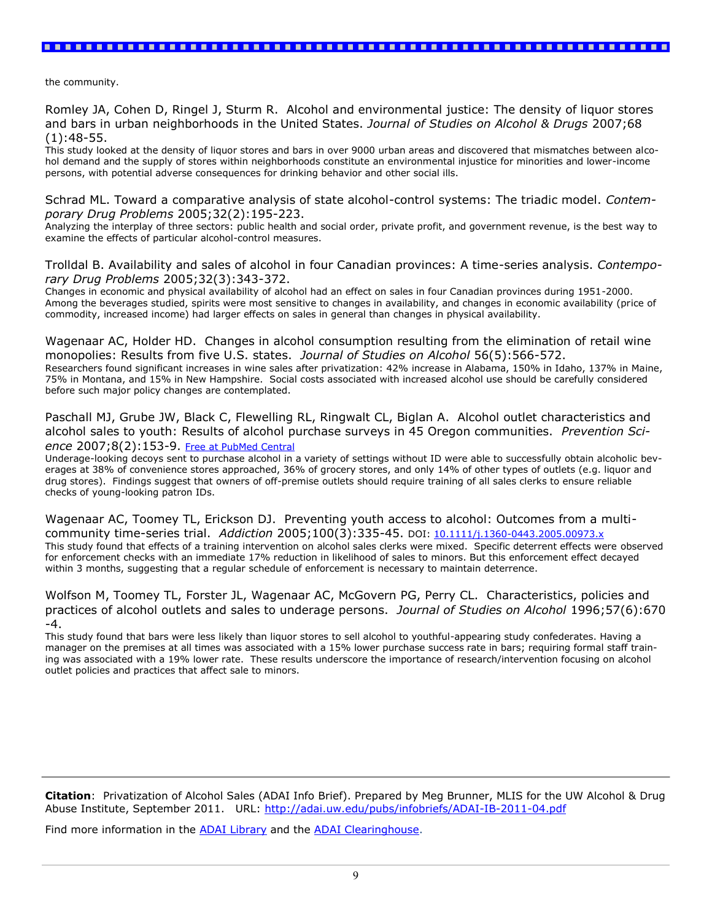the community.

Romley JA, Cohen D, Ringel J, Sturm R. Alcohol and environmental justice: The density of liquor stores and bars in urban neighborhoods in the United States. *Journal of Studies on Alcohol & Drugs* 2007;68 (1):48-55.

This study looked at the density of liquor stores and bars in over 9000 urban areas and discovered that mismatches between alcohol demand and the supply of stores within neighborhoods constitute an environmental injustice for minorities and lower-income persons, with potential adverse consequences for drinking behavior and other social ills.

Schrad ML. Toward a comparative analysis of state alcohol-control systems: The triadic model. *Contemporary Drug Problems* 2005;32(2):195-223.

Analyzing the interplay of three sectors: public health and social order, private profit, and government revenue, is the best way to examine the effects of particular alcohol-control measures.

Trolldal B. Availability and sales of alcohol in four Canadian provinces: A time-series analysis. *Contemporary Drug Problems* 2005;32(3):343-372.

Changes in economic and physical availability of alcohol had an effect on sales in four Canadian provinces during 1951-2000. Among the beverages studied, spirits were most sensitive to changes in availability, and changes in economic availability (price of commodity, increased income) had larger effects on sales in general than changes in physical availability.

Wagenaar AC, Holder HD. Changes in alcohol consumption resulting from the elimination of retail wine monopolies: Results from five U.S. states. *Journal of Studies on Alcohol* 56(5):566-572.

Researchers found significant increases in wine sales after privatization: 42% increase in Alabama, 150% in Idaho, 137% in Maine, 75% in Montana, and 15% in New Hampshire. Social costs associated with increased alcohol use should be carefully considered before such major policy changes are contemplated.

Paschall MJ, Grube JW, Black C, Flewelling RL, Ringwalt CL, Biglan A. Alcohol outlet characteristics and alcohol sales to youth: Results of alcohol purchase surveys in 45 Oregon communities. *Prevention Science* 2007;8(2):153-9. [Free at PubMed Central]

Underage-looking decoys sent to purchase alcohol in a variety of settings without ID were able to successfully obtain alcoholic beverages at 38% of convenience stores approached, 36% of grocery stores, and only 14% of other types of outlets (e.g. liquor and drug stores). Findings suggest that owners of off-premise outlets should require training of all sales clerks to ensure reliable checks of young-looking patron IDs.

Wagenaar AC, Toomey TL, Erickson DJ. Preventing youth access to alcohol: Outcomes from a multi-community time-series trial. *Addiction* 2005;100(3):335-45. DOI: 10.1111/j.1360-0443.2005.00973.x

This study found that effects of a training intervention on alcohol sales clerks were mixed. Specific deterrent effects were observed for enforcement checks with an immediate 17% reduction in likelihood of sales to minors. But this enforcement effect decayed within 3 months, suggesting that a regular schedule of enforcement is necessary to maintain deterrence.

Wolfson M, Toomey TL, Forster JL, Wagenaar AC, McGovern PG, Perry CL. Characteristics, policies and practices of alcohol outlets and sales to underage persons. *Journal of Studies on Alcohol* 1996;57(6):670-4.

This study found that bars were less likely than liquor stores to sell alcohol to youthful-appearing study confederates. Having a manager on the premises at all times was associated with a 15% lower purchase success rate in bars; requiring formal staff training was associated with a 19% lower rate. These results underscore the importance of research/intervention focusing on alcohol outlet policies and practices that affect sale to minors.

---

**Citation**: Privatization of Alcohol Sales (ADAI Info Brief). Prepared by Meg Brunner, MLIS for the UW Alcohol & Drug Abuse Institute, September 2011. URL: http://adai.uw.edu/pubs/infobriefs/ADAI-IB-2011-04.pdf

Find more information in the ADAI Library and the ADAI Clearinghouse.